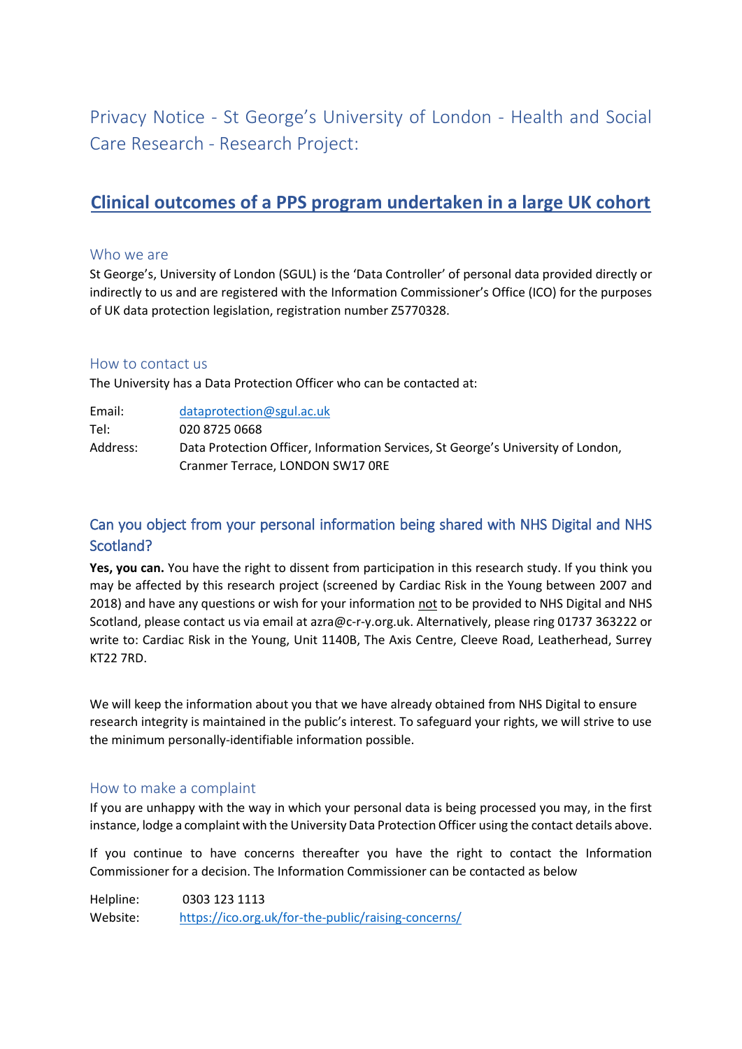# Privacy Notice - St George's University of London - Health and Social Care Research - Research Project:

## Clinical outcomes of a PPS program undertaken in a large UK cohort

### Who we are

St George's, University of London (SGUL) is the 'Data Controller' of personal data provided directly or indirectly to us and are registered with the Information Commissioner's Office (ICO) for the purposes of UK data protection legislation, registration number Z5770328.

### How to contact us

The University has a Data Protection Officer who can be contacted at:

Email: dataprotection@sgul.ac.uk
Tel: 020 8725 0668
Address: Data Protection Officer, Information Services, St George's University of London, Cranmer Terrace, LONDON SW17 0RE

### Can you object from your personal information being shared with NHS Digital and NHS Scotland?

**Yes, you can.** You have the right to dissent from participation in this research study. If you think you may be affected by this research project (screened by Cardiac Risk in the Young between 2007 and 2018) and have any questions or wish for your information not to be provided to NHS Digital and NHS Scotland, please contact us via email at azra@c-r-y.org.uk. Alternatively, please ring 01737 363222 or write to: Cardiac Risk in the Young, Unit 1140B, The Axis Centre, Cleeve Road, Leatherhead, Surrey KT22 7RD.

We will keep the information about you that we have already obtained from NHS Digital to ensure research integrity is maintained in the public's interest. To safeguard your rights, we will strive to use the minimum personally-identifiable information possible.

### How to make a complaint

If you are unhappy with the way in which your personal data is being processed you may, in the first instance, lodge a complaint with the University Data Protection Officer using the contact details above.

If you continue to have concerns thereafter you have the right to contact the Information Commissioner for a decision. The Information Commissioner can be contacted as below

Helpline: 0303 123 1113
Website: https://ico.org.uk/for-the-public/raising-concerns/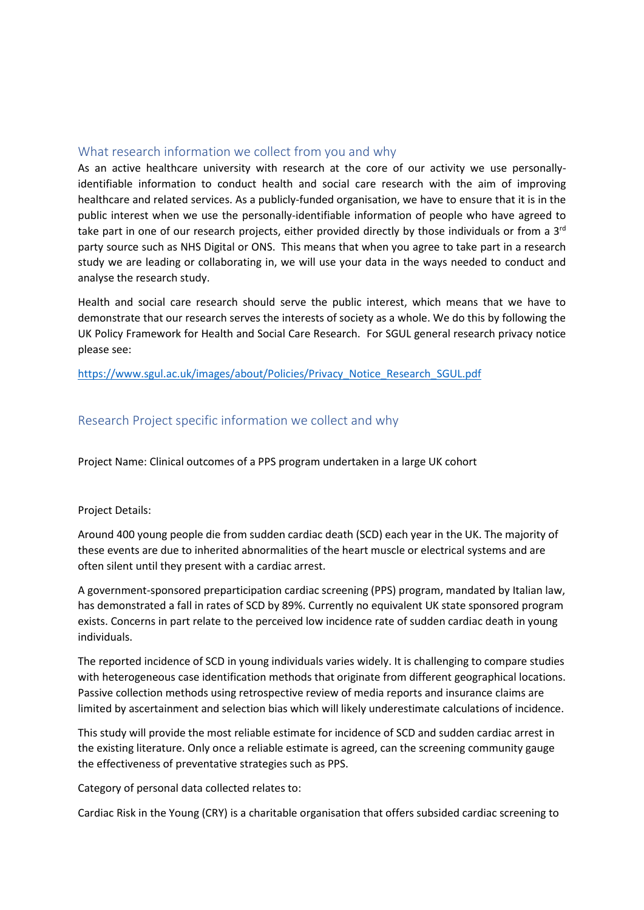## What research information we collect from you and why

As an active healthcare university with research at the core of our activity we use personally-identifiable information to conduct health and social care research with the aim of improving healthcare and related services. As a publicly-funded organisation, we have to ensure that it is in the public interest when we use the personally-identifiable information of people who have agreed to take part in one of our research projects, either provided directly by those individuals or from a 3rd party source such as NHS Digital or ONS. This means that when you agree to take part in a research study we are leading or collaborating in, we will use your data in the ways needed to conduct and analyse the research study.

Health and social care research should serve the public interest, which means that we have to demonstrate that our research serves the interests of society as a whole. We do this by following the UK Policy Framework for Health and Social Care Research. For SGUL general research privacy notice please see:

https://www.sgul.ac.uk/images/about/Policies/Privacy_Notice_Research_SGUL.pdf

## Research Project specific information we collect and why

Project Name: Clinical outcomes of a PPS program undertaken in a large UK cohort

Project Details:

Around 400 young people die from sudden cardiac death (SCD) each year in the UK. The majority of these events are due to inherited abnormalities of the heart muscle or electrical systems and are often silent until they present with a cardiac arrest.

A government-sponsored preparticipation cardiac screening (PPS) program, mandated by Italian law, has demonstrated a fall in rates of SCD by 89%. Currently no equivalent UK state sponsored program exists. Concerns in part relate to the perceived low incidence rate of sudden cardiac death in young individuals.

The reported incidence of SCD in young individuals varies widely. It is challenging to compare studies with heterogeneous case identification methods that originate from different geographical locations. Passive collection methods using retrospective review of media reports and insurance claims are limited by ascertainment and selection bias which will likely underestimate calculations of incidence.

This study will provide the most reliable estimate for incidence of SCD and sudden cardiac arrest in the existing literature. Only once a reliable estimate is agreed, can the screening community gauge the effectiveness of preventative strategies such as PPS.

Category of personal data collected relates to:

Cardiac Risk in the Young (CRY) is a charitable organisation that offers subsided cardiac screening to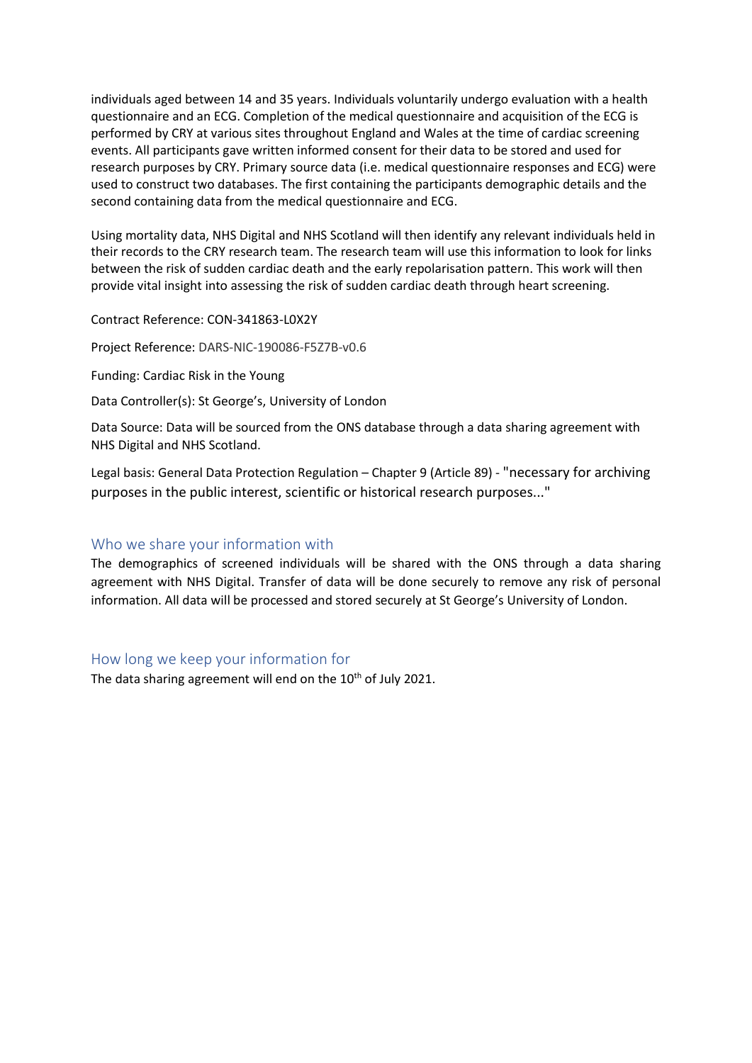individuals aged between 14 and 35 years. Individuals voluntarily undergo evaluation with a health questionnaire and an ECG. Completion of the medical questionnaire and acquisition of the ECG is performed by CRY at various sites throughout England and Wales at the time of cardiac screening events. All participants gave written informed consent for their data to be stored and used for research purposes by CRY. Primary source data (i.e. medical questionnaire responses and ECG) were used to construct two databases. The first containing the participants demographic details and the second containing data from the medical questionnaire and ECG.

Using mortality data, NHS Digital and NHS Scotland will then identify any relevant individuals held in their records to the CRY research team. The research team will use this information to look for links between the risk of sudden cardiac death and the early repolarisation pattern. This work will then provide vital insight into assessing the risk of sudden cardiac death through heart screening.

Contract Reference: CON-341863-L0X2Y

Project Reference: DARS-NIC-190086-F5Z7B-v0.6

Funding: Cardiac Risk in the Young

Data Controller(s): St George's, University of London

Data Source: Data will be sourced from the ONS database through a data sharing agreement with NHS Digital and NHS Scotland.

Legal basis: General Data Protection Regulation – Chapter 9 (Article 89) - "necessary for archiving purposes in the public interest, scientific or historical research purposes..."

## Who we share your information with

The demographics of screened individuals will be shared with the ONS through a data sharing agreement with NHS Digital. Transfer of data will be done securely to remove any risk of personal information. All data will be processed and stored securely at St George's University of London.

## How long we keep your information for

The data sharing agreement will end on the 10th of July 2021.